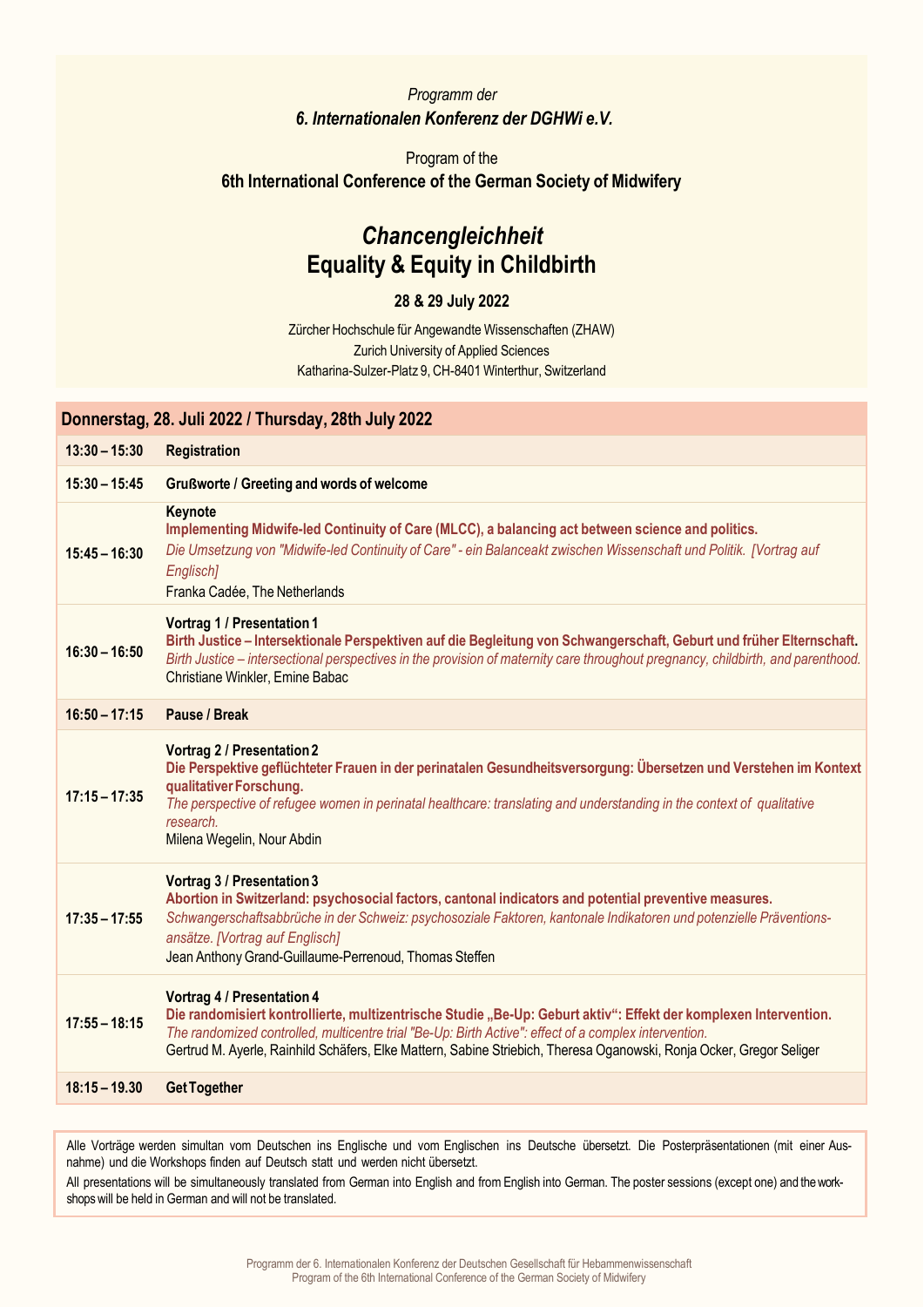*Programm der*

***6. Internationalen Konferenz der DGHWi e.V.***

Program of the

**6th International Conference of the German Society of Midwifery**

# *Chancengleichheit*
# Equality & Equity in Childbirth

**28 & 29 July 2022**

Zürcher Hochschule für Angewandte Wissenschaften (ZHAW)
Zurich University of Applied Sciences
Katharina-Sulzer-Platz 9, CH-8401 Winterthur, Switzerland

## Donnerstag, 28. Juli 2022 / Thursday, 28th July 2022

| Zeit | Programm |
|---|---|
| **13:30 – 15:30** | **Registration** |
| **15:30 – 15:45** | **Grußworte / Greeting and words of welcome** |
| **15:45 – 16:30** | **Keynote**<br>**Implementing Midwife-led Continuity of Care (MLCC), a balancing act between science and politics.**<br>*Die Umsetzung von "Midwife-led Continuity of Care" - ein Balanceakt zwischen Wissenschaft und Politik. [Vortrag auf Englisch]*<br>Franka Cadée, The Netherlands |
| **16:30 – 16:50** | **Vortrag 1 / Presentation 1**<br>**Birth Justice – Intersektionale Perspektiven auf die Begleitung von Schwangerschaft, Geburt und früher Elternschaft.**<br>*Birth Justice – intersectional perspectives in the provision of maternity care throughout pregnancy, childbirth, and parenthood.*<br>Christiane Winkler, Emine Babac |
| **16:50 – 17:15** | **Pause / Break** |
| **17:15 – 17:35** | **Vortrag 2 / Presentation 2**<br>**Die Perspektive geflüchteter Frauen in der perinatalen Gesundheitsversorgung: Übersetzen und Verstehen im Kontext qualitativer Forschung.**<br>*The perspective of refugee women in perinatal healthcare: translating and understanding in the context of qualitative research.*<br>Milena Wegelin, Nour Abdin |
| **17:35 – 17:55** | **Vortrag 3 / Presentation 3**<br>**Abortion in Switzerland: psychosocial factors, cantonal indicators and potential preventive measures.**<br>*Schwangerschaftsabbrüche in der Schweiz: psychosoziale Faktoren, kantonale Indikatoren und potenzielle Präventions-ansätze. [Vortrag auf Englisch]*<br>Jean Anthony Grand-Guillaume-Perrenoud, Thomas Steffen |
| **17:55 – 18:15** | **Vortrag 4 / Presentation 4**<br>**Die randomisiert kontrollierte, multizentrische Studie „Be-Up: Geburt aktiv": Effekt der komplexen Intervention.**<br>*The randomized controlled, multicentre trial "Be-Up: Birth Active": effect of a complex intervention.*<br>Gertrud M. Ayerle, Rainhild Schäfers, Elke Mattern, Sabine Striebich, Theresa Oganowski, Ronja Ocker, Gregor Seliger |
| **18:15 – 19.30** | **Get Together** |

Alle Vorträge werden simultan vom Deutschen ins Englische und vom Englischen ins Deutsche übersetzt. Die Posterpräsentationen (mit einer Ausnahme) und die Workshops finden auf Deutsch statt und werden nicht übersetzt.

All presentations will be simultaneously translated from German into English and from English into German. The poster sessions (except one) and the workshops will be held in German and will not be translated.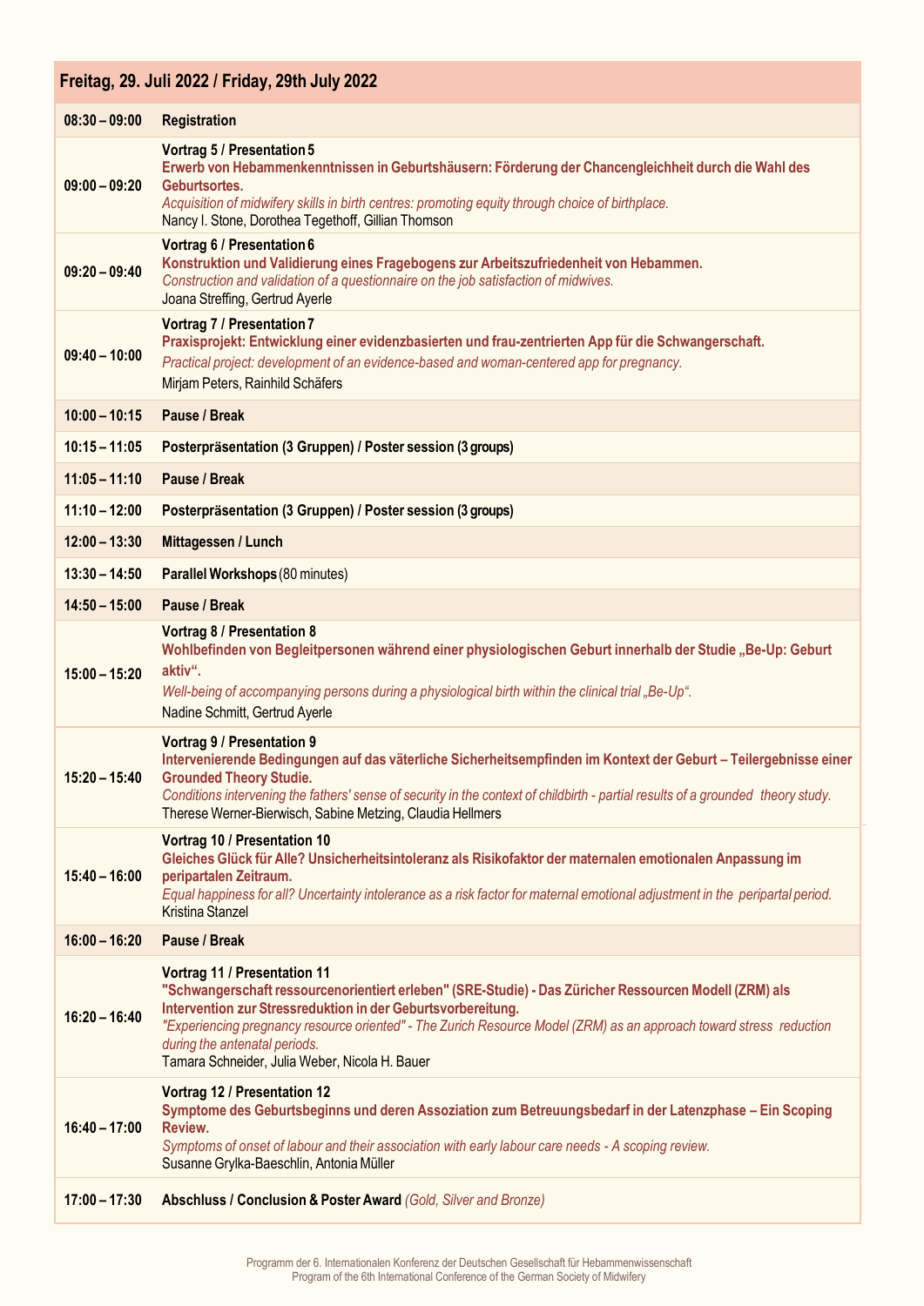| Freitag, 29. Juli 2022 / Friday, 29th July 2022 | |
|---|---|
| **08:30 – 09:00** | **Registration** |
| **09:00 – 09:20** | **Vortrag 5 / Presentation 5**<br>**Erwerb von Hebammenkenntnissen in Geburtshäusern: Förderung der Chancengleichheit durch die Wahl des Geburtsortes.**<br>*Acquisition of midwifery skills in birth centres: promoting equity through choice of birthplace.*<br>Nancy I. Stone, Dorothea Tegethoff, Gillian Thomson |
| **09:20 – 09:40** | **Vortrag 6 / Presentation 6**<br>**Konstruktion und Validierung eines Fragebogens zur Arbeitszufriedenheit von Hebammen.**<br>*Construction and validation of a questionnaire on the job satisfaction of midwives.*<br>Joana Streffing, Gertrud Ayerle |
| **09:40 – 10:00** | **Vortrag 7 / Presentation 7**<br>**Praxisprojekt: Entwicklung einer evidenzbasierten und frau-zentrierten App für die Schwangerschaft.**<br>*Practical project: development of an evidence-based and woman-centered app for pregnancy.*<br>Mirjam Peters, Rainhild Schäfers |
| **10:00 – 10:15** | **Pause / Break** |
| **10:15 – 11:05** | **Posterpräsentation (3 Gruppen) / Poster session (3 groups)** |
| **11:05 – 11:10** | **Pause / Break** |
| **11:10 – 12:00** | **Posterpräsentation (3 Gruppen) / Poster session (3 groups)** |
| **12:00 – 13:30** | **Mittagessen / Lunch** |
| **13:30 – 14:50** | **Parallel Workshops** (80 minutes) |
| **14:50 – 15:00** | **Pause / Break** |
| **15:00 – 15:20** | **Vortrag 8 / Presentation 8**<br>**Wohlbefinden von Begleitpersonen während einer physiologischen Geburt innerhalb der Studie „Be-Up: Geburt aktiv".**<br>*Well-being of accompanying persons during a physiological birth within the clinical trial „Be-Up".*<br>Nadine Schmitt, Gertrud Ayerle |
| **15:20 – 15:40** | **Vortrag 9 / Presentation 9**<br>**Intervenierende Bedingungen auf das väterliche Sicherheitsempfinden im Kontext der Geburt – Teilergebnisse einer Grounded Theory Studie.**<br>*Conditions intervening the fathers' sense of security in the context of childbirth - partial results of a grounded theory study.*<br>Therese Werner-Bierwisch, Sabine Metzing, Claudia Hellmers |
| **15:40 – 16:00** | **Vortrag 10 / Presentation 10**<br>**Gleiches Glück für Alle? Unsicherheitsintoleranz als Risikofaktor der maternalen emotionalen Anpassung im peripartalen Zeitraum.**<br>*Equal happiness for all? Uncertainty intolerance as a risk factor for maternal emotional adjustment in the peripartal period.*<br>Kristina Stanzel |
| **16:00 – 16:20** | **Pause / Break** |
| **16:20 – 16:40** | **Vortrag 11 / Presentation 11**<br>**"Schwangerschaft ressourcenorientiert erleben" (SRE-Studie) - Das Züricher Ressourcen Modell (ZRM) als Intervention zur Stressreduktion in der Geburtsvorbereitung.**<br>*"Experiencing pregnancy resource oriented" - The Zurich Resource Model (ZRM) as an approach toward stress reduction during the antenatal periods.*<br>Tamara Schneider, Julia Weber, Nicola H. Bauer |
| **16:40 – 17:00** | **Vortrag 12 / Presentation 12**<br>**Symptome des Geburtsbeginns und deren Assoziation zum Betreuungsbedarf in der Latenzphase – Ein Scoping Review.**<br>*Symptoms of onset of labour and their association with early labour care needs - A scoping review.*<br>Susanne Grylka-Baeschlin, Antonia Müller |
| **17:00 – 17:30** | **Abschluss / Conclusion & Poster Award** *(Gold, Silver and Bronze)* |